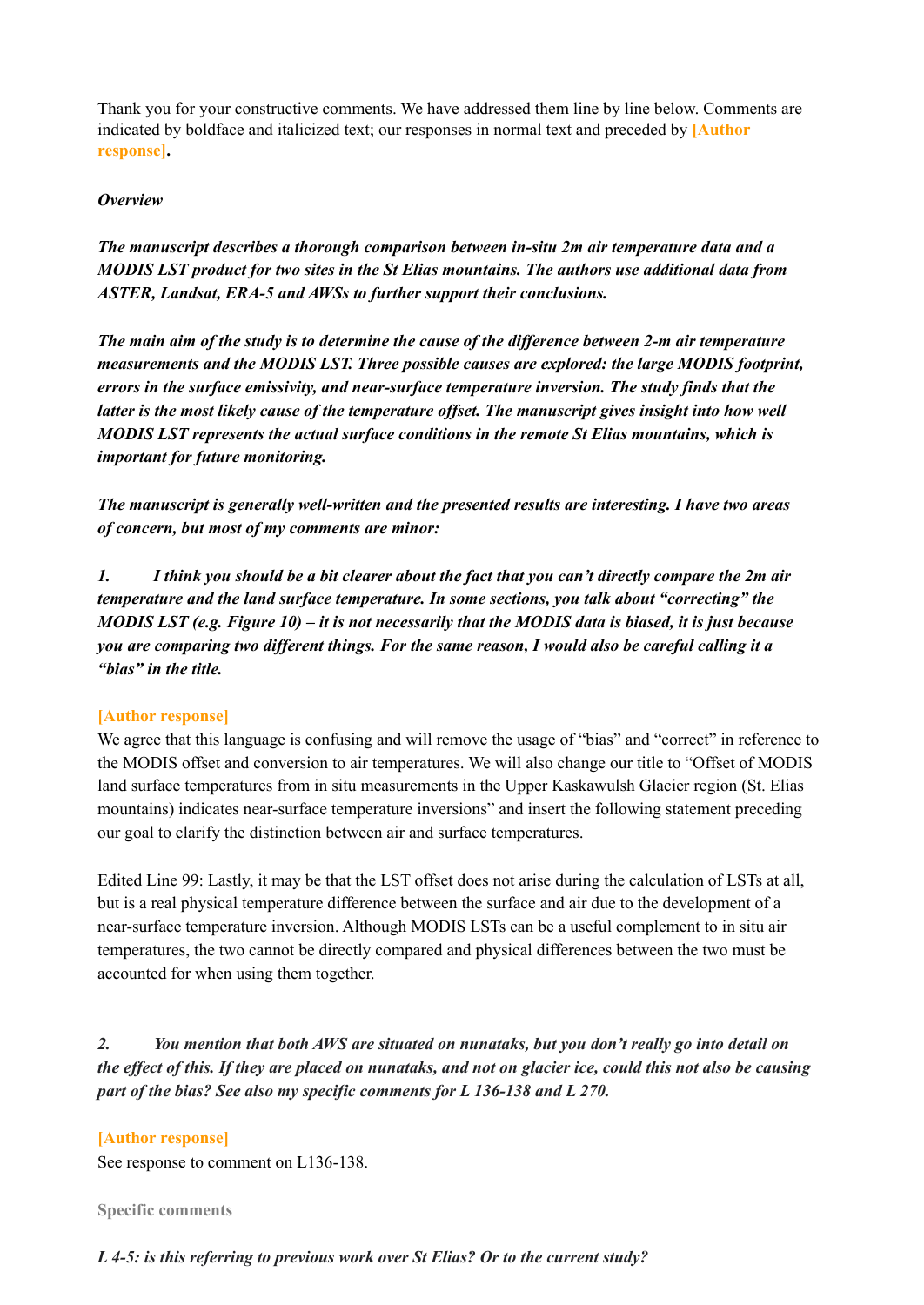Thank you for your constructive comments. We have addressed them line by line below. Comments are indicated by boldface and italicized text; our responses in normal text and preceded by **[Author response]**.

***Overview***

***The manuscript describes a thorough comparison between in-situ 2m air temperature data and a MODIS LST product for two sites in the St Elias mountains. The authors use additional data from ASTER, Landsat, ERA-5 and AWSs to further support their conclusions.***

***The main aim of the study is to determine the cause of the difference between 2-m air temperature measurements and the MODIS LST. Three possible causes are explored: the large MODIS footprint, errors in the surface emissivity, and near-surface temperature inversion. The study finds that the latter is the most likely cause of the temperature offset. The manuscript gives insight into how well MODIS LST represents the actual surface conditions in the remote St Elias mountains, which is important for future monitoring.***

***The manuscript is generally well-written and the presented results are interesting. I have two areas of concern, but most of my comments are minor:***

***1. I think you should be a bit clearer about the fact that you can't directly compare the 2m air temperature and the land surface temperature. In some sections, you talk about "correcting" the MODIS LST (e.g. Figure 10) – it is not necessarily that the MODIS data is biased, it is just because you are comparing two different things. For the same reason, I would also be careful calling it a "bias" in the title.***

**[Author response]**

We agree that this language is confusing and will remove the usage of "bias" and "correct" in reference to the MODIS offset and conversion to air temperatures. We will also change our title to "Offset of MODIS land surface temperatures from in situ measurements in the Upper Kaskawulsh Glacier region (St. Elias mountains) indicates near-surface temperature inversions" and insert the following statement preceding our goal to clarify the distinction between air and surface temperatures.

Edited Line 99: Lastly, it may be that the LST offset does not arise during the calculation of LSTs at all, but is a real physical temperature difference between the surface and air due to the development of a near-surface temperature inversion. Although MODIS LSTs can be a useful complement to in situ air temperatures, the two cannot be directly compared and physical differences between the two must be accounted for when using them together.

***2. You mention that both AWS are situated on nunataks, but you don't really go into detail on the effect of this. If they are placed on nunataks, and not on glacier ice, could this not also be causing part of the bias? See also my specific comments for L 136-138 and L 270.***

**[Author response]**

See response to comment on L136-138.

**Specific comments**

***L 4-5: is this referring to previous work over St Elias? Or to the current study?***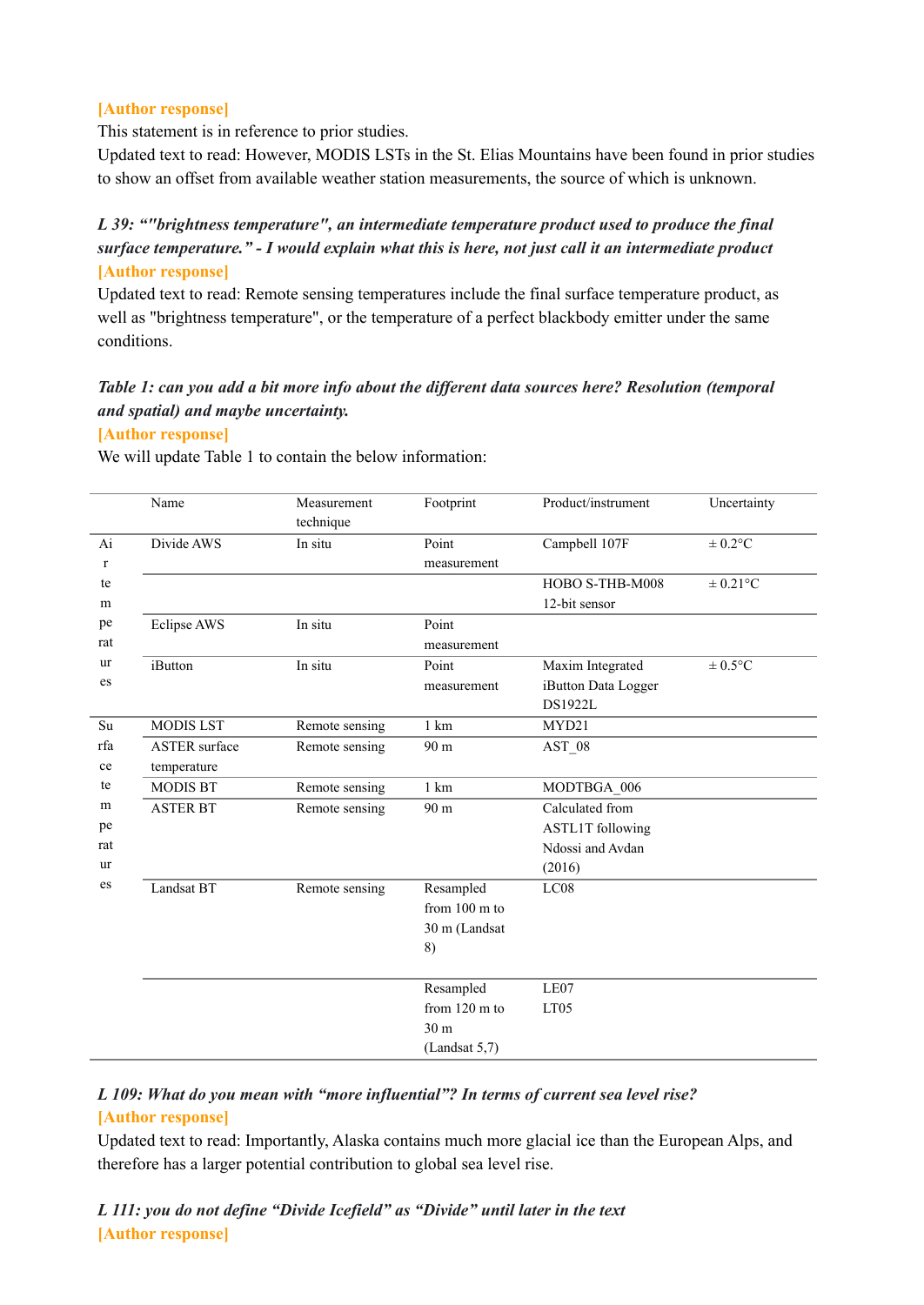**[Author response]**

This statement is in reference to prior studies.

Updated text to read: However, MODIS LSTs in the St. Elias Mountains have been found in prior studies to show an offset from available weather station measurements, the source of which is unknown.

***L 39: “"brightness temperature", an intermediate temperature product used to produce the final surface temperature.” - I would explain what this is here, not just call it an intermediate product***

**[Author response]**

Updated text to read: Remote sensing temperatures include the final surface temperature product, as well as "brightness temperature", or the temperature of a perfect blackbody emitter under the same conditions.

***Table 1: can you add a bit more info about the different data sources here? Resolution (temporal and spatial) and maybe uncertainty.***

**[Author response]**

We will update Table 1 to contain the below information:

| | Name | Measurement technique | Footprint | Product/instrument | Uncertainty |
|---|---|---|---|---|---|
| Air temperatures | Divide AWS | In situ | Point measurement | Campbell 107F | ± 0.2°C |
| | | | | HOBO S-THB-M008 12-bit sensor | ± 0.21°C |
| | Eclipse AWS | In situ | Point measurement | | |
| | iButton | In situ | Point measurement | Maxim Integrated iButton Data Logger DS1922L | ± 0.5°C |
| Surface temperatures | MODIS LST | Remote sensing | 1 km | MYD21 | |
| | ASTER surface temperature | Remote sensing | 90 m | AST_08 | |
| | MODIS BT | Remote sensing | 1 km | MODTBGA_006 | |
| | ASTER BT | Remote sensing | 90 m | Calculated from ASTL1T following Ndossi and Avdan (2016) | |
| | Landsat BT | Remote sensing | Resampled from 100 m to 30 m (Landsat 8) | LC08 | |
| | | | Resampled from 120 m to 30 m (Landsat 5,7) | LE07 LT05 | |

***L 109: What do you mean with “more influential”? In terms of current sea level rise?***

**[Author response]**

Updated text to read: Importantly, Alaska contains much more glacial ice than the European Alps, and therefore has a larger potential contribution to global sea level rise.

***L 111: you do not define “Divide Icefield” as “Divide” until later in the text***

**[Author response]**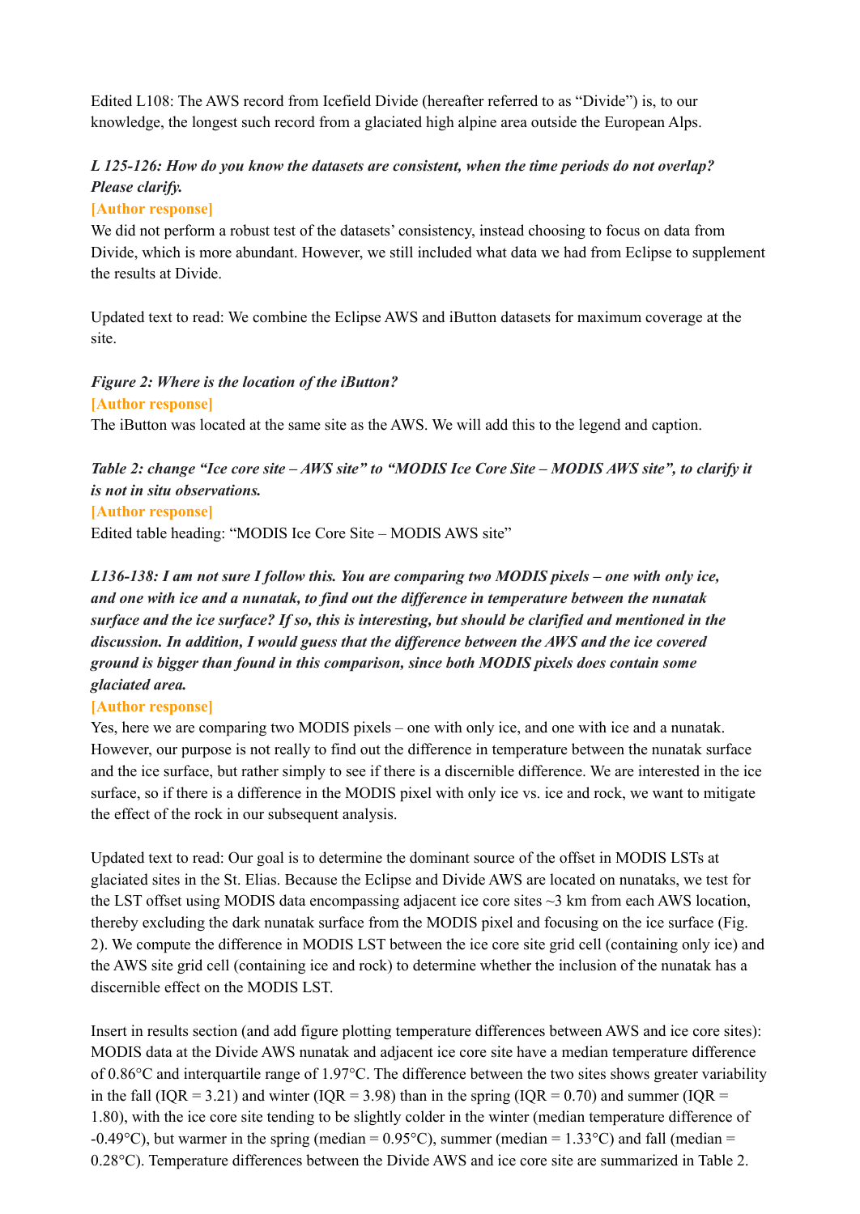Edited L108: The AWS record from Icefield Divide (hereafter referred to as "Divide") is, to our knowledge, the longest such record from a glaciated high alpine area outside the European Alps.

***L 125-126: How do you know the datasets are consistent, when the time periods do not overlap? Please clarify.***

**[Author response]**

We did not perform a robust test of the datasets' consistency, instead choosing to focus on data from Divide, which is more abundant. However, we still included what data we had from Eclipse to supplement the results at Divide.

Updated text to read: We combine the Eclipse AWS and iButton datasets for maximum coverage at the site.

***Figure 2: Where is the location of the iButton?***

**[Author response]**

The iButton was located at the same site as the AWS. We will add this to the legend and caption.

***Table 2: change "Ice core site – AWS site" to "MODIS Ice Core Site – MODIS AWS site", to clarify it is not in situ observations.***

**[Author response]**

Edited table heading: "MODIS Ice Core Site – MODIS AWS site"

***L136-138: I am not sure I follow this. You are comparing two MODIS pixels – one with only ice, and one with ice and a nunatak, to find out the difference in temperature between the nunatak surface and the ice surface? If so, this is interesting, but should be clarified and mentioned in the discussion. In addition, I would guess that the difference between the AWS and the ice covered ground is bigger than found in this comparison, since both MODIS pixels does contain some glaciated area.***

**[Author response]**

Yes, here we are comparing two MODIS pixels – one with only ice, and one with ice and a nunatak. However, our purpose is not really to find out the difference in temperature between the nunatak surface and the ice surface, but rather simply to see if there is a discernible difference. We are interested in the ice surface, so if there is a difference in the MODIS pixel with only ice vs. ice and rock, we want to mitigate the effect of the rock in our subsequent analysis.

Updated text to read: Our goal is to determine the dominant source of the offset in MODIS LSTs at glaciated sites in the St. Elias. Because the Eclipse and Divide AWS are located on nunataks, we test for the LST offset using MODIS data encompassing adjacent ice core sites ~3 km from each AWS location, thereby excluding the dark nunatak surface from the MODIS pixel and focusing on the ice surface (Fig. 2). We compute the difference in MODIS LST between the ice core site grid cell (containing only ice) and the AWS site grid cell (containing ice and rock) to determine whether the inclusion of the nunatak has a discernible effect on the MODIS LST.

Insert in results section (and add figure plotting temperature differences between AWS and ice core sites): MODIS data at the Divide AWS nunatak and adjacent ice core site have a median temperature difference of 0.86°C and interquartile range of 1.97°C. The difference between the two sites shows greater variability in the fall (IQR = 3.21) and winter (IQR = 3.98) than in the spring (IQR = 0.70) and summer (IQR = 1.80), with the ice core site tending to be slightly colder in the winter (median temperature difference of -0.49°C), but warmer in the spring (median = 0.95°C), summer (median = 1.33°C) and fall (median = 0.28°C). Temperature differences between the Divide AWS and ice core site are summarized in Table 2.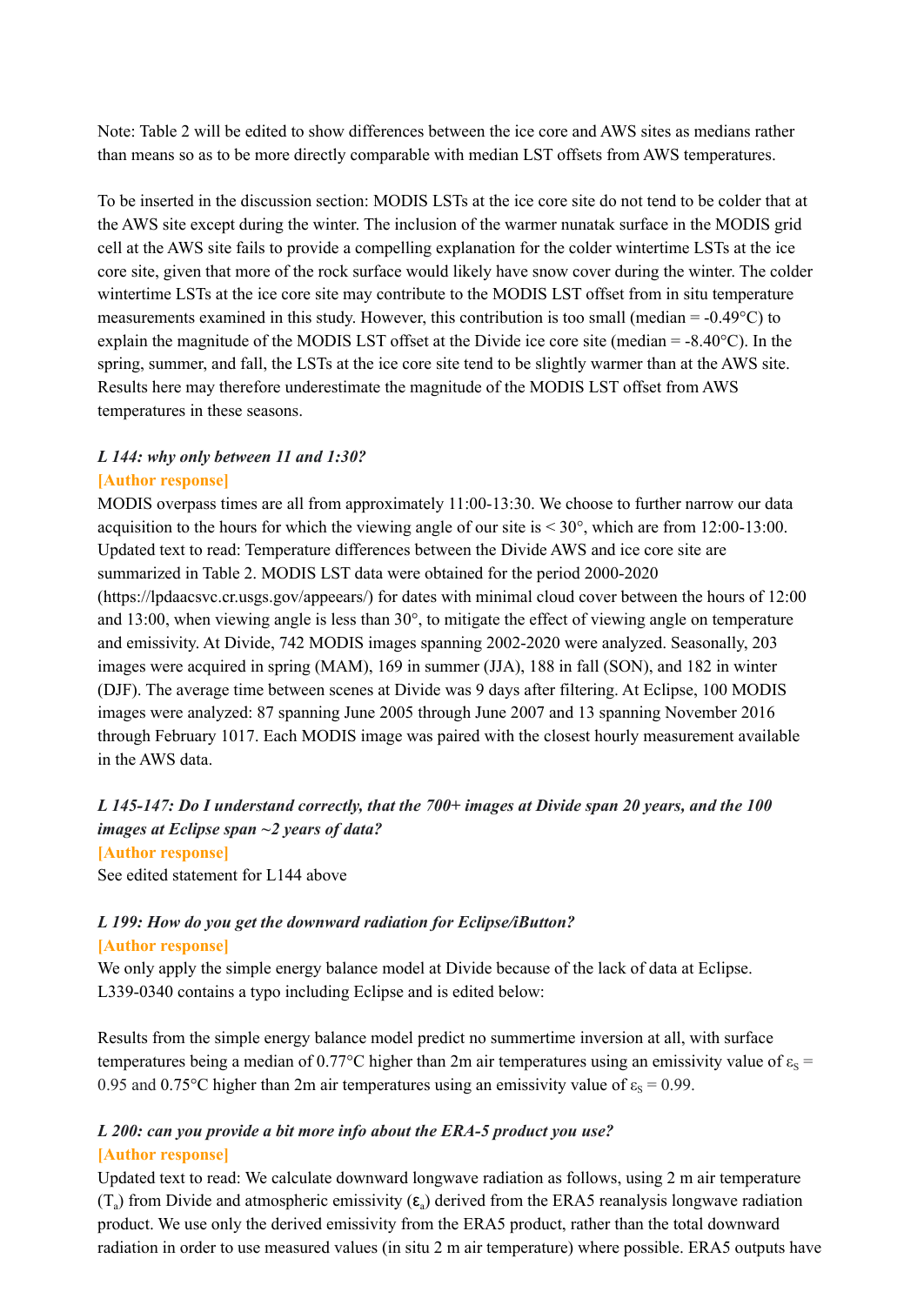Note: Table 2 will be edited to show differences between the ice core and AWS sites as medians rather than means so as to be more directly comparable with median LST offsets from AWS temperatures.

To be inserted in the discussion section: MODIS LSTs at the ice core site do not tend to be colder that at the AWS site except during the winter. The inclusion of the warmer nunatak surface in the MODIS grid cell at the AWS site fails to provide a compelling explanation for the colder wintertime LSTs at the ice core site, given that more of the rock surface would likely have snow cover during the winter. The colder wintertime LSTs at the ice core site may contribute to the MODIS LST offset from in situ temperature measurements examined in this study. However, this contribution is too small (median = -0.49°C) to explain the magnitude of the MODIS LST offset at the Divide ice core site (median = -8.40°C). In the spring, summer, and fall, the LSTs at the ice core site tend to be slightly warmer than at the AWS site. Results here may therefore underestimate the magnitude of the MODIS LST offset from AWS temperatures in these seasons.

***L 144: why only between 11 and 1:30?***

**[Author response]**

MODIS overpass times are all from approximately 11:00-13:30. We choose to further narrow our data acquisition to the hours for which the viewing angle of our site is < 30°, which are from 12:00-13:00. Updated text to read: Temperature differences between the Divide AWS and ice core site are summarized in Table 2. MODIS LST data were obtained for the period 2000-2020 (https://lpdaacsvc.cr.usgs.gov/appeears/) for dates with minimal cloud cover between the hours of 12:00 and 13:00, when viewing angle is less than 30°, to mitigate the effect of viewing angle on temperature and emissivity. At Divide, 742 MODIS images spanning 2002-2020 were analyzed. Seasonally, 203 images were acquired in spring (MAM), 169 in summer (JJA), 188 in fall (SON), and 182 in winter (DJF). The average time between scenes at Divide was 9 days after filtering. At Eclipse, 100 MODIS images were analyzed: 87 spanning June 2005 through June 2007 and 13 spanning November 2016 through February 1017. Each MODIS image was paired with the closest hourly measurement available in the AWS data.

***L 145-147: Do I understand correctly, that the 700+ images at Divide span 20 years, and the 100 images at Eclipse span ~2 years of data?***

**[Author response]**

See edited statement for L144 above

***L 199: How do you get the downward radiation for Eclipse/iButton?***

**[Author response]**

We only apply the simple energy balance model at Divide because of the lack of data at Eclipse. L339-0340 contains a typo including Eclipse and is edited below:

Results from the simple energy balance model predict no summertime inversion at all, with surface temperatures being a median of 0.77°C higher than 2m air temperatures using an emissivity value of $\varepsilon_S$ = 0.95 and 0.75°C higher than 2m air temperatures using an emissivity value of $\varepsilon_S$ = 0.99.

***L 200: can you provide a bit more info about the ERA-5 product you use?***

**[Author response]**

Updated text to read: We calculate downward longwave radiation as follows, using 2 m air temperature ($T_a$) from Divide and atmospheric emissivity ($\varepsilon_a$) derived from the ERA5 reanalysis longwave radiation product. We use only the derived emissivity from the ERA5 product, rather than the total downward radiation in order to use measured values (in situ 2 m air temperature) where possible. ERA5 outputs have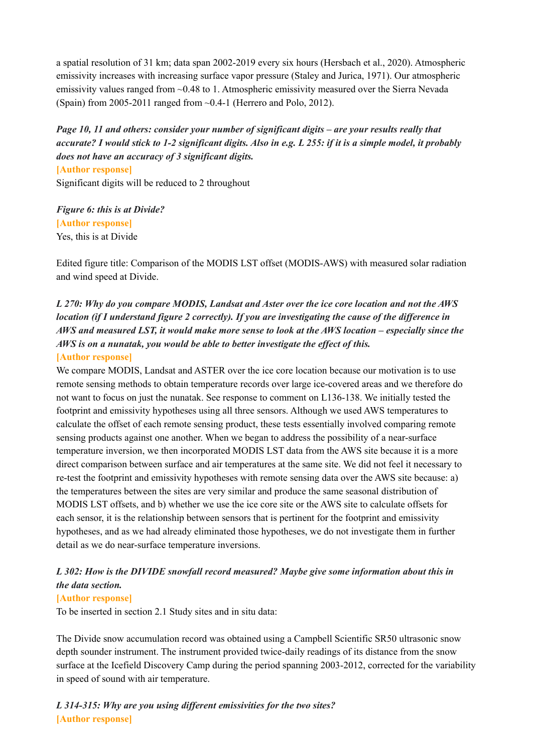a spatial resolution of 31 km; data span 2002-2019 every six hours (Hersbach et al., 2020). Atmospheric emissivity increases with increasing surface vapor pressure (Staley and Jurica, 1971). Our atmospheric emissivity values ranged from ~0.48 to 1. Atmospheric emissivity measured over the Sierra Nevada (Spain) from 2005-2011 ranged from ~0.4-1 (Herrero and Polo, 2012).

***Page 10, 11 and others: consider your number of significant digits – are your results really that accurate? I would stick to 1-2 significant digits. Also in e.g. L 255: if it is a simple model, it probably does not have an accuracy of 3 significant digits.***

**[Author response]**

Significant digits will be reduced to 2 throughout

***Figure 6: this is at Divide?***

**[Author response]**

Yes, this is at Divide

Edited figure title: Comparison of the MODIS LST offset (MODIS-AWS) with measured solar radiation and wind speed at Divide.

***L 270: Why do you compare MODIS, Landsat and Aster over the ice core location and not the AWS location (if I understand figure 2 correctly). If you are investigating the cause of the difference in AWS and measured LST, it would make more sense to look at the AWS location – especially since the AWS is on a nunatak, you would be able to better investigate the effect of this.***

**[Author response]**

We compare MODIS, Landsat and ASTER over the ice core location because our motivation is to use remote sensing methods to obtain temperature records over large ice-covered areas and we therefore do not want to focus on just the nunatak. See response to comment on L136-138. We initially tested the footprint and emissivity hypotheses using all three sensors. Although we used AWS temperatures to calculate the offset of each remote sensing product, these tests essentially involved comparing remote sensing products against one another. When we began to address the possibility of a near-surface temperature inversion, we then incorporated MODIS LST data from the AWS site because it is a more direct comparison between surface and air temperatures at the same site. We did not feel it necessary to re-test the footprint and emissivity hypotheses with remote sensing data over the AWS site because: a) the temperatures between the sites are very similar and produce the same seasonal distribution of MODIS LST offsets, and b) whether we use the ice core site or the AWS site to calculate offsets for each sensor, it is the relationship between sensors that is pertinent for the footprint and emissivity hypotheses, and as we had already eliminated those hypotheses, we do not investigate them in further detail as we do near-surface temperature inversions.

***L 302: How is the DIVIDE snowfall record measured? Maybe give some information about this in the data section.***

**[Author response]**

To be inserted in section 2.1 Study sites and in situ data:

The Divide snow accumulation record was obtained using a Campbell Scientific SR50 ultrasonic snow depth sounder instrument. The instrument provided twice-daily readings of its distance from the snow surface at the Icefield Discovery Camp during the period spanning 2003-2012, corrected for the variability in speed of sound with air temperature.

***L 314-315: Why are you using different emissivities for the two sites?***

**[Author response]**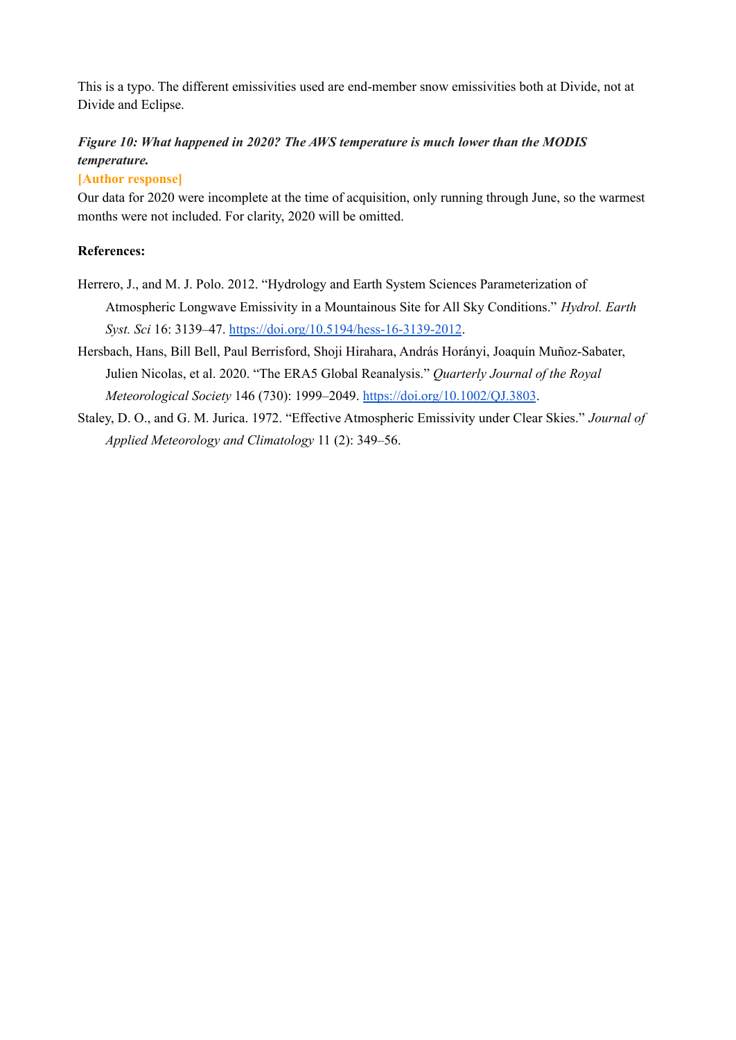This is a typo. The different emissivities used are end-member snow emissivities both at Divide, not at Divide and Eclipse.

***Figure 10: What happened in 2020? The AWS temperature is much lower than the MODIS temperature.***

**[Author response]**

Our data for 2020 were incomplete at the time of acquisition, only running through June, so the warmest months were not included. For clarity, 2020 will be omitted.

**References:**

Herrero, J., and M. J. Polo. 2012. "Hydrology and Earth System Sciences Parameterization of Atmospheric Longwave Emissivity in a Mountainous Site for All Sky Conditions." *Hydrol. Earth Syst. Sci* 16: 3139–47. https://doi.org/10.5194/hess-16-3139-2012.

Hersbach, Hans, Bill Bell, Paul Berrisford, Shoji Hirahara, András Horányi, Joaquín Muñoz-Sabater, Julien Nicolas, et al. 2020. "The ERA5 Global Reanalysis." *Quarterly Journal of the Royal Meteorological Society* 146 (730): 1999–2049. https://doi.org/10.1002/QJ.3803.

Staley, D. O., and G. M. Jurica. 1972. "Effective Atmospheric Emissivity under Clear Skies." *Journal of Applied Meteorology and Climatology* 11 (2): 349–56.